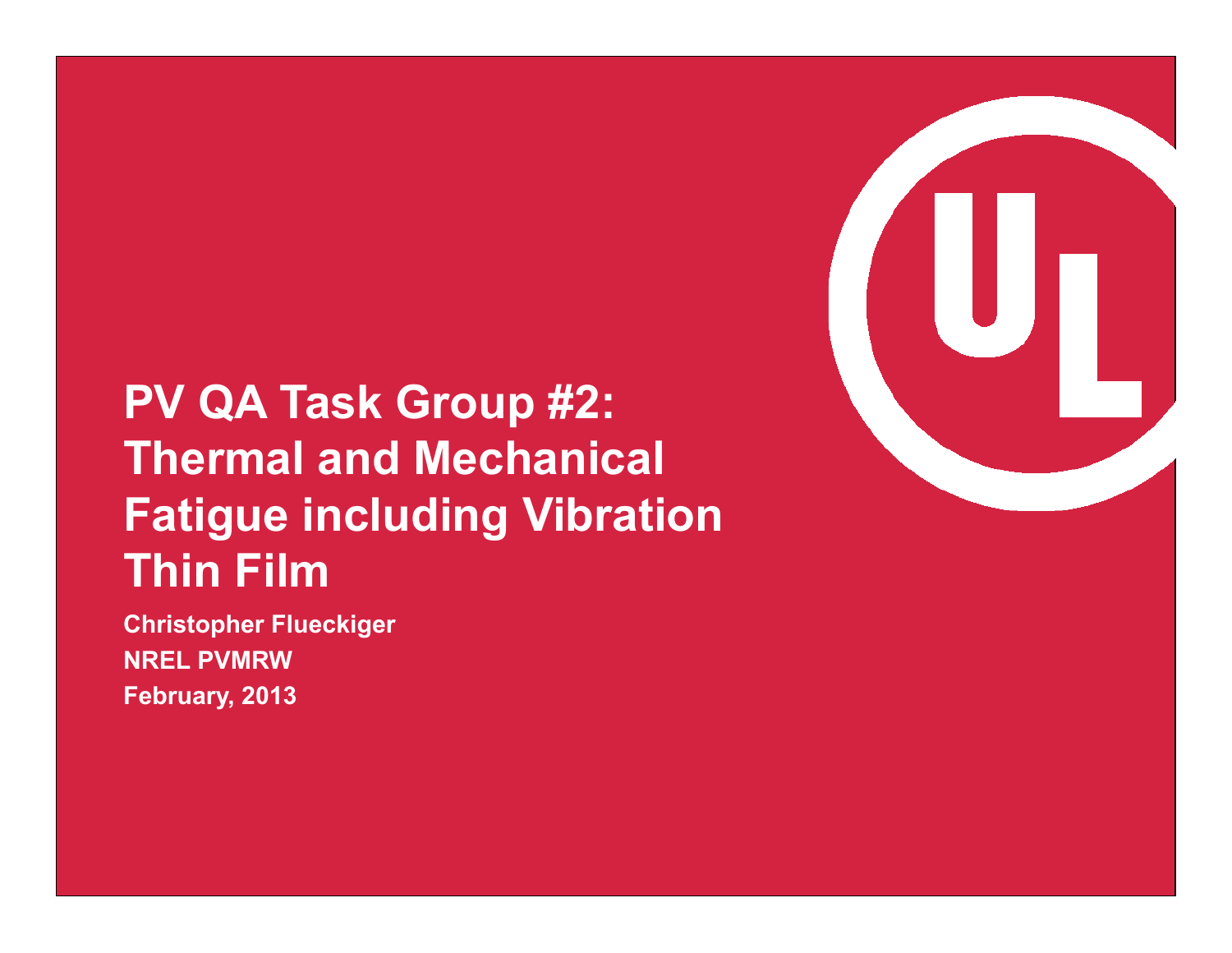# PV QA Task Group #2: Thermal and Mechanical Fatigue including Vibration Thin Film

**Christopher Flueckiger**
**NREL PVMRW**
**February, 2013**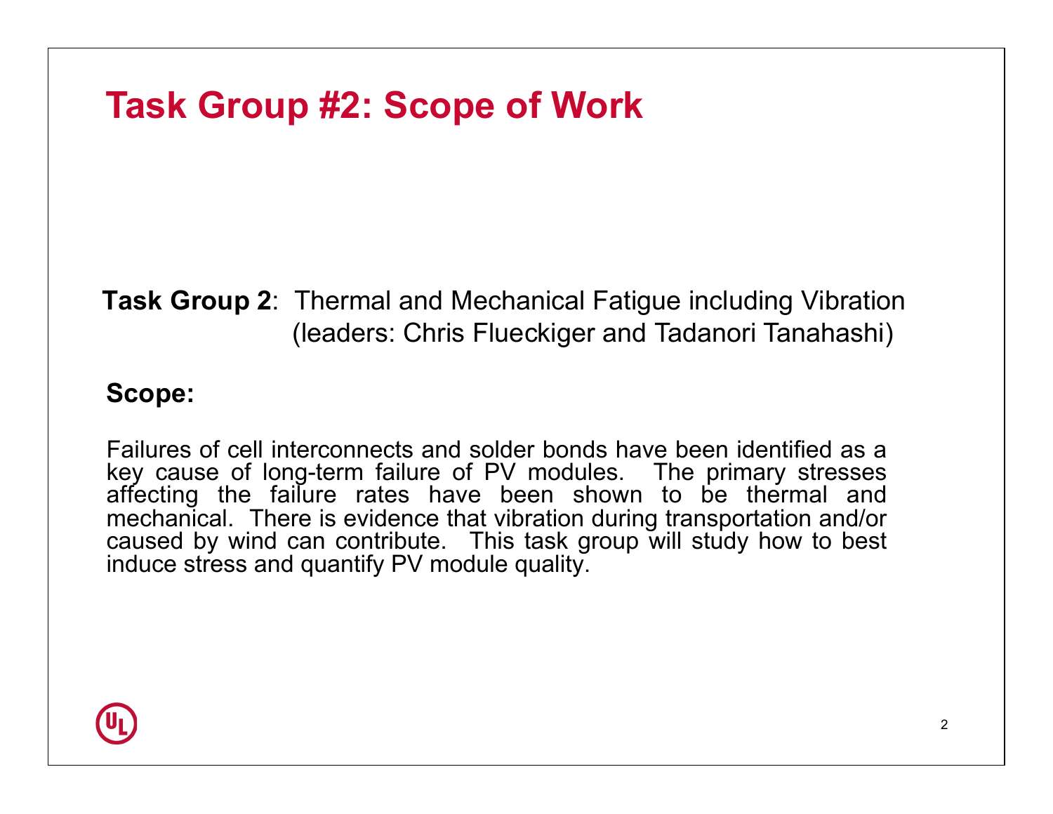# Task Group #2: Scope of Work

**Task Group 2**: Thermal and Mechanical Fatigue including Vibration (leaders: Chris Flueckiger and Tadanori Tanahashi)

**Scope:**

Failures of cell interconnects and solder bonds have been identified as a key cause of long-term failure of PV modules. The primary stresses affecting the failure rates have been shown to be thermal and mechanical. There is evidence that vibration during transportation and/or caused by wind can contribute. This task group will study how to best induce stress and quantify PV module quality.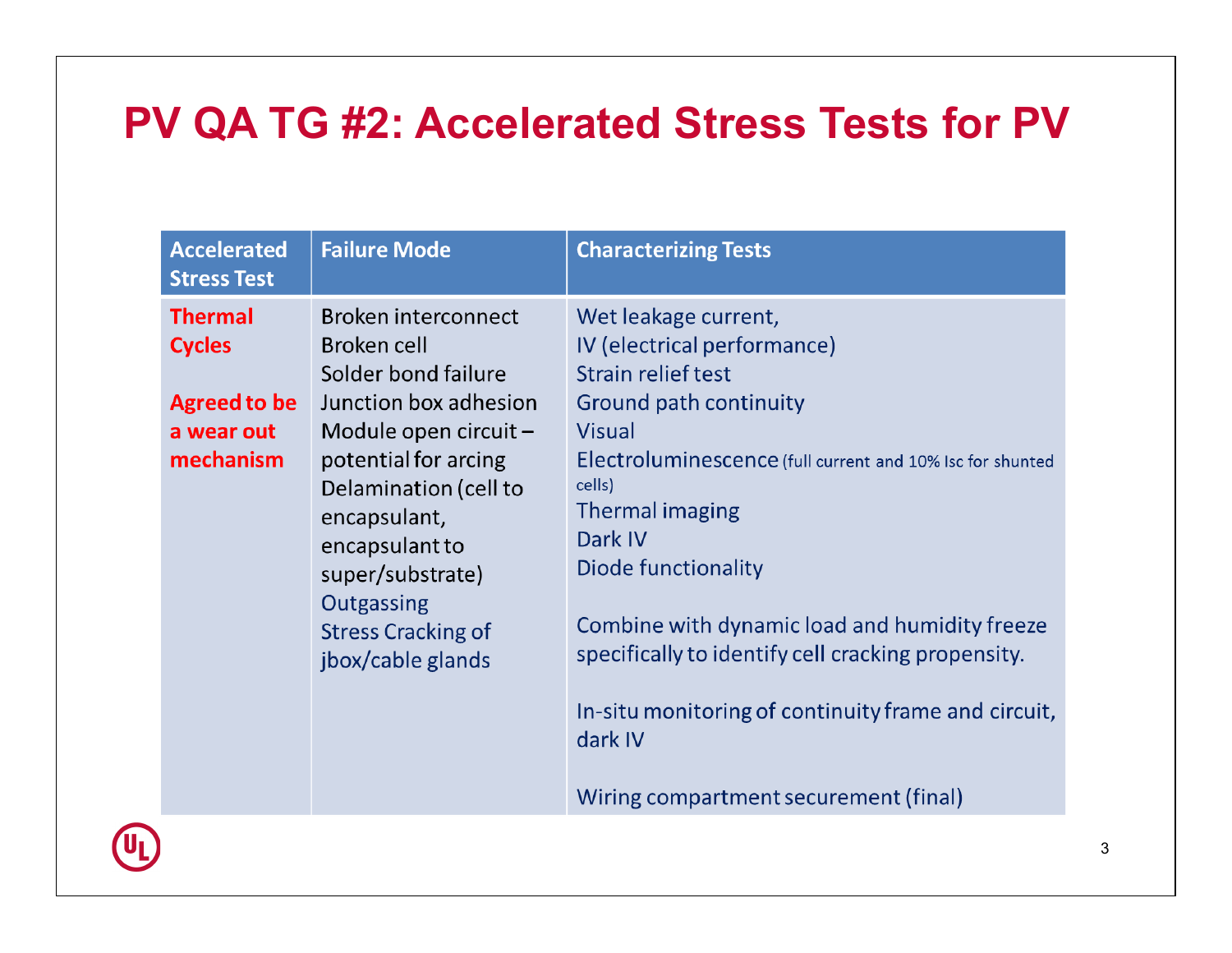# PV QA TG #2: Accelerated Stress Tests for PV

| Accelerated Stress Test | Failure Mode | Characterizing Tests |
|---|---|---|
| **Thermal Cycles**<br><br>**Agreed to be a wear out mechanism** | Broken interconnect<br>Broken cell<br>Solder bond failure<br>Junction box adhesion<br>Module open circuit – potential for arcing<br>Delamination (cell to encapsulant, encapsulant to super/substrate)<br>Outgassing<br>Stress Cracking of jbox/cable glands | Wet leakage current,<br>IV (electrical performance)<br>Strain relief test<br>Ground path continuity<br>Visual<br>Electroluminescence (full current and 10% Isc for shunted cells)<br>Thermal imaging<br>Dark IV<br>Diode functionality<br><br>Combine with dynamic load and humidity freeze specifically to identify cell cracking propensity.<br><br>In-situ monitoring of continuity frame and circuit, dark IV<br><br>Wiring compartment securement (final) |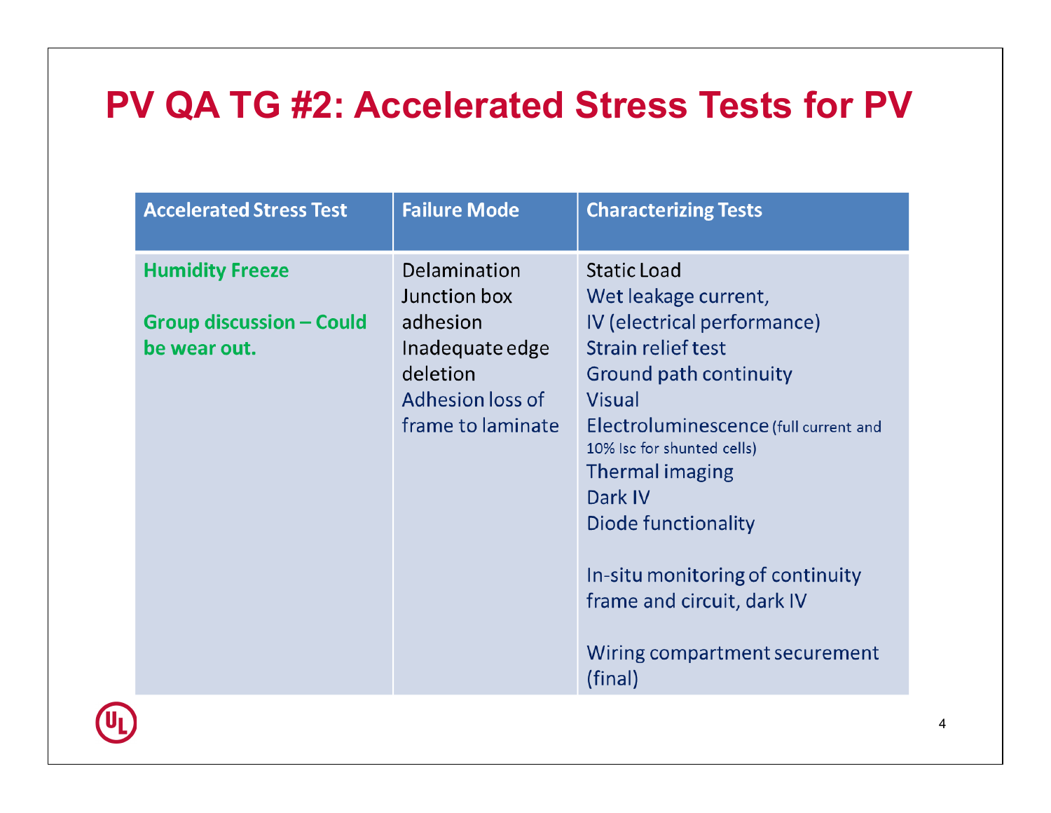# PV QA TG #2: Accelerated Stress Tests for PV

| Accelerated Stress Test | Failure Mode | Characterizing Tests |
|---|---|---|
| **Humidity Freeze**<br><br>**Group discussion – Could be wear out.** | Delamination<br>Junction box adhesion<br>Inadequate edge deletion<br>Adhesion loss of frame to laminate | Static Load<br>Wet leakage current,<br>IV (electrical performance)<br>Strain relief test<br>Ground path continuity<br>Visual<br>Electroluminescence (full current and 10% Isc for shunted cells)<br>Thermal imaging<br>Dark IV<br>Diode functionality<br><br>In-situ monitoring of continuity frame and circuit, dark IV<br><br>Wiring compartment securement (final) |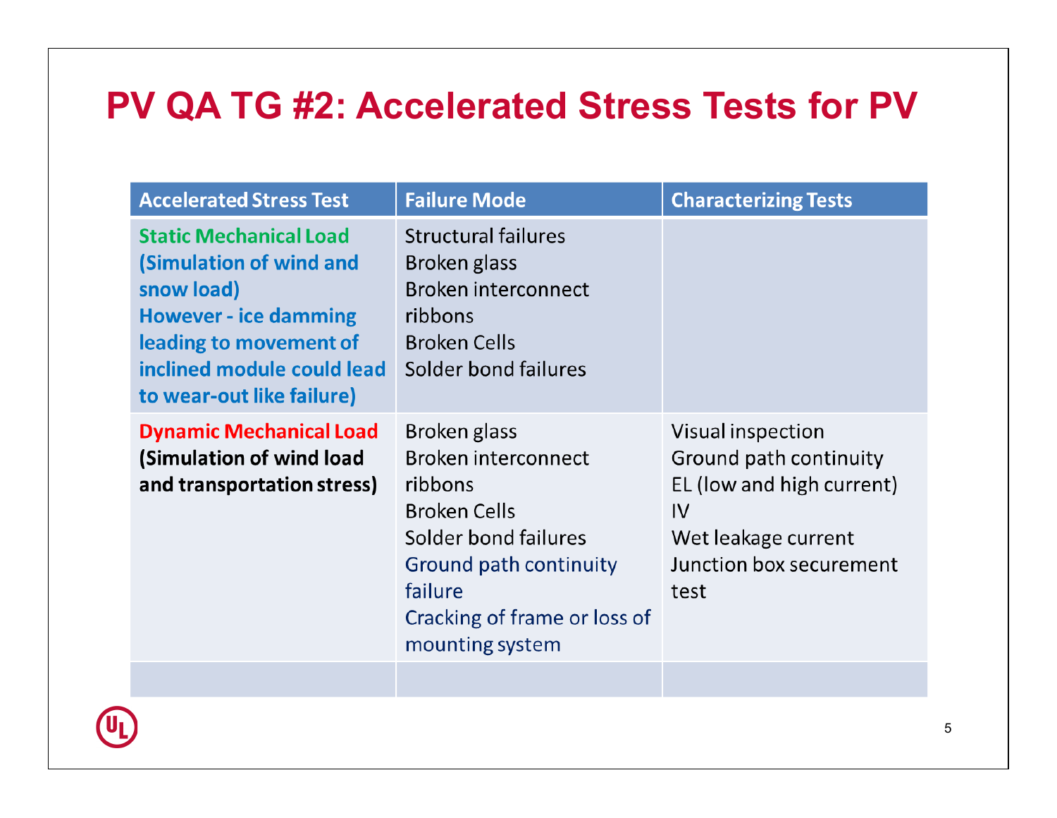# PV QA TG #2: Accelerated Stress Tests for PV

| Accelerated Stress Test | Failure Mode | Characterizing Tests |
|---|---|---|
| **Static Mechanical Load (Simulation of wind and snow load) However - ice damming leading to movement of inclined module could lead to wear-out like failure)** | Structural failures<br>Broken glass<br>Broken interconnect ribbons<br>Broken Cells<br>Solder bond failures | |
| **Dynamic Mechanical Load (Simulation of wind load and transportation stress)** | Broken glass<br>Broken interconnect ribbons<br>Broken Cells<br>Solder bond failures<br>Ground path continuity failure<br>Cracking of frame or loss of mounting system | Visual inspection<br>Ground path continuity<br>EL (low and high current)<br>IV<br>Wet leakage current<br>Junction box securement test |
| | | |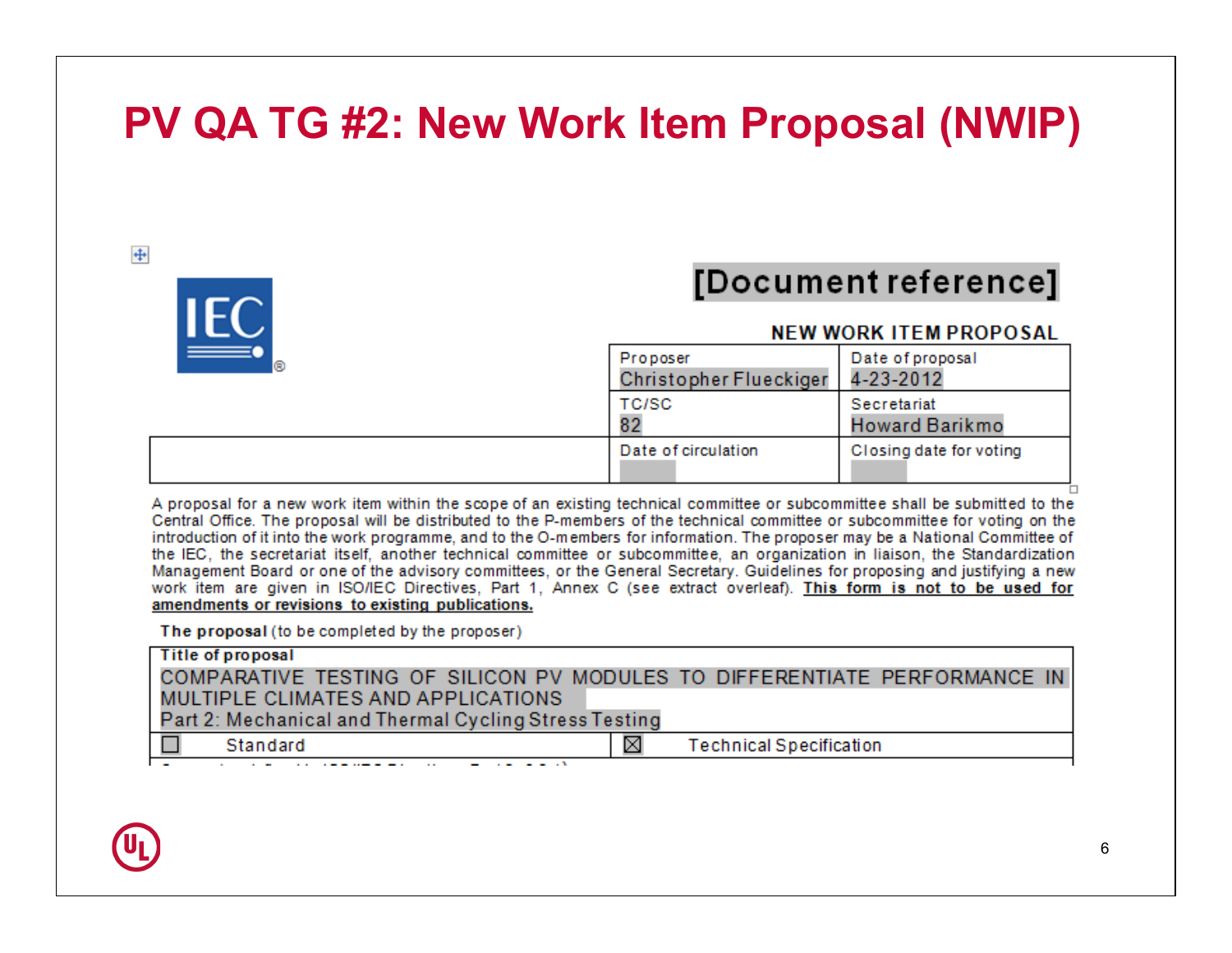# PV QA TG #2: New Work Item Proposal (NWIP)

IEC

**[Document reference]**

**NEW WORK ITEM PROPOSAL**

| | Proposer<br>Christopher Flueckiger | Date of proposal<br>4-23-2012 |
|---|---|---|
| | TC/SC<br>82 | Secretariat<br>Howard Barikmo |
| | Date of circulation | Closing date for voting |

A proposal for a new work item within the scope of an existing technical committee or subcommittee shall be submitted to the Central Office. The proposal will be distributed to the P-members of the technical committee or subcommittee for voting on the introduction of it into the work programme, and to the O-members for information. The proposer may be a National Committee of the IEC, the secretariat itself, another technical committee or subcommittee, an organization in liaison, the Standardization Management Board or one of the advisory committees, or the General Secretary. Guidelines for proposing and justifying a new work item are given in ISO/IEC Directives, Part 1, Annex C (see extract overleaf). **This form is not to be used for amendments or revisions to existing publications.**

**The proposal** (to be completed by the proposer)

| **Title of proposal**<br>COMPARATIVE TESTING OF SILICON PV MODULES TO DIFFERENTIATE PERFORMANCE IN MULTIPLE CLIMATES AND APPLICATIONS<br>Part 2: Mechanical and Thermal Cycling Stress Testing | |
|---|---|
| ☐ Standard | ☒ Technical Specification |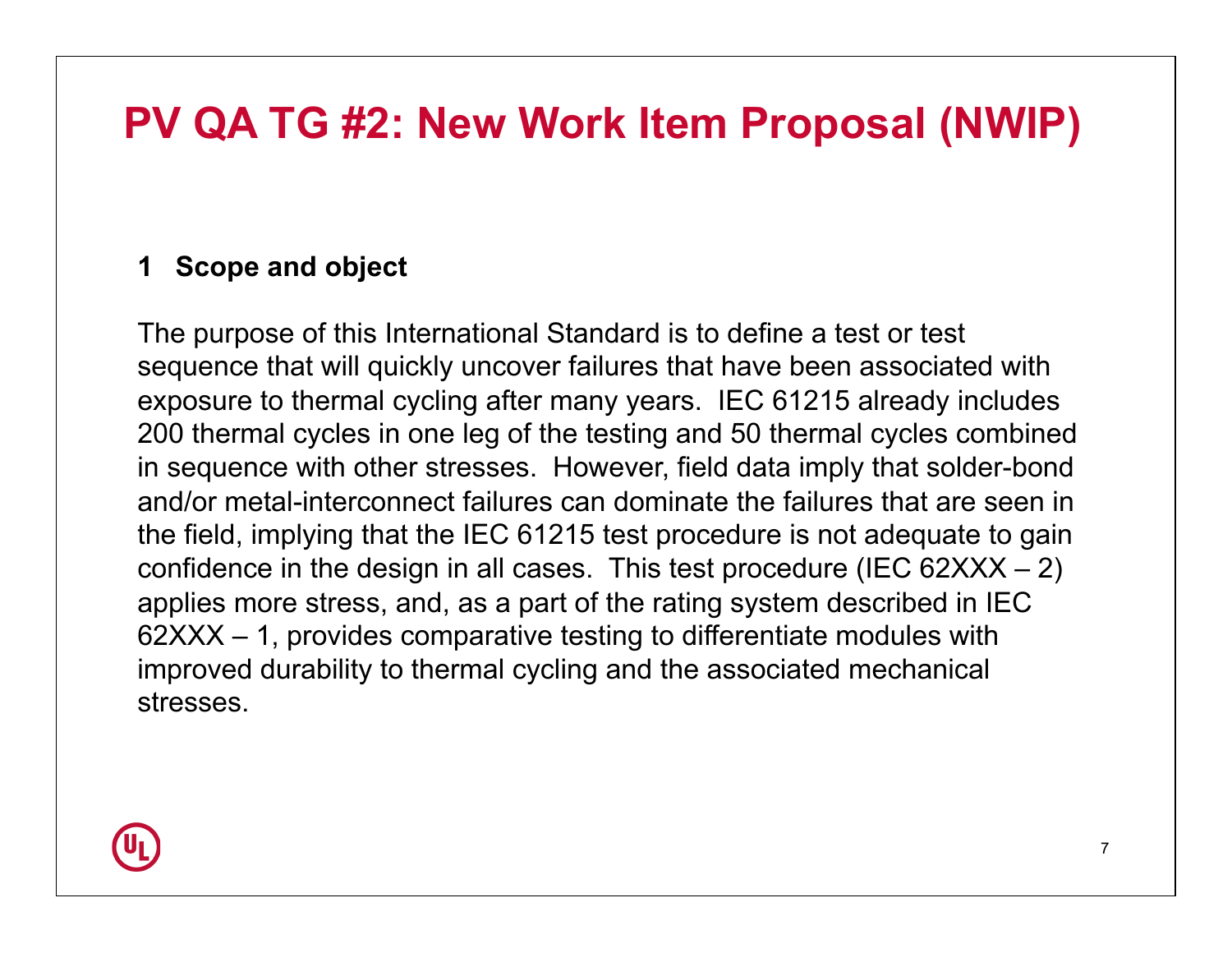# PV QA TG #2: New Work Item Proposal (NWIP)

**1 Scope and object**

The purpose of this International Standard is to define a test or test sequence that will quickly uncover failures that have been associated with exposure to thermal cycling after many years. IEC 61215 already includes 200 thermal cycles in one leg of the testing and 50 thermal cycles combined in sequence with other stresses. However, field data imply that solder-bond and/or metal-interconnect failures can dominate the failures that are seen in the field, implying that the IEC 61215 test procedure is not adequate to gain confidence in the design in all cases. This test procedure (IEC 62XXX – 2) applies more stress, and, as a part of the rating system described in IEC 62XXX – 1, provides comparative testing to differentiate modules with improved durability to thermal cycling and the associated mechanical stresses.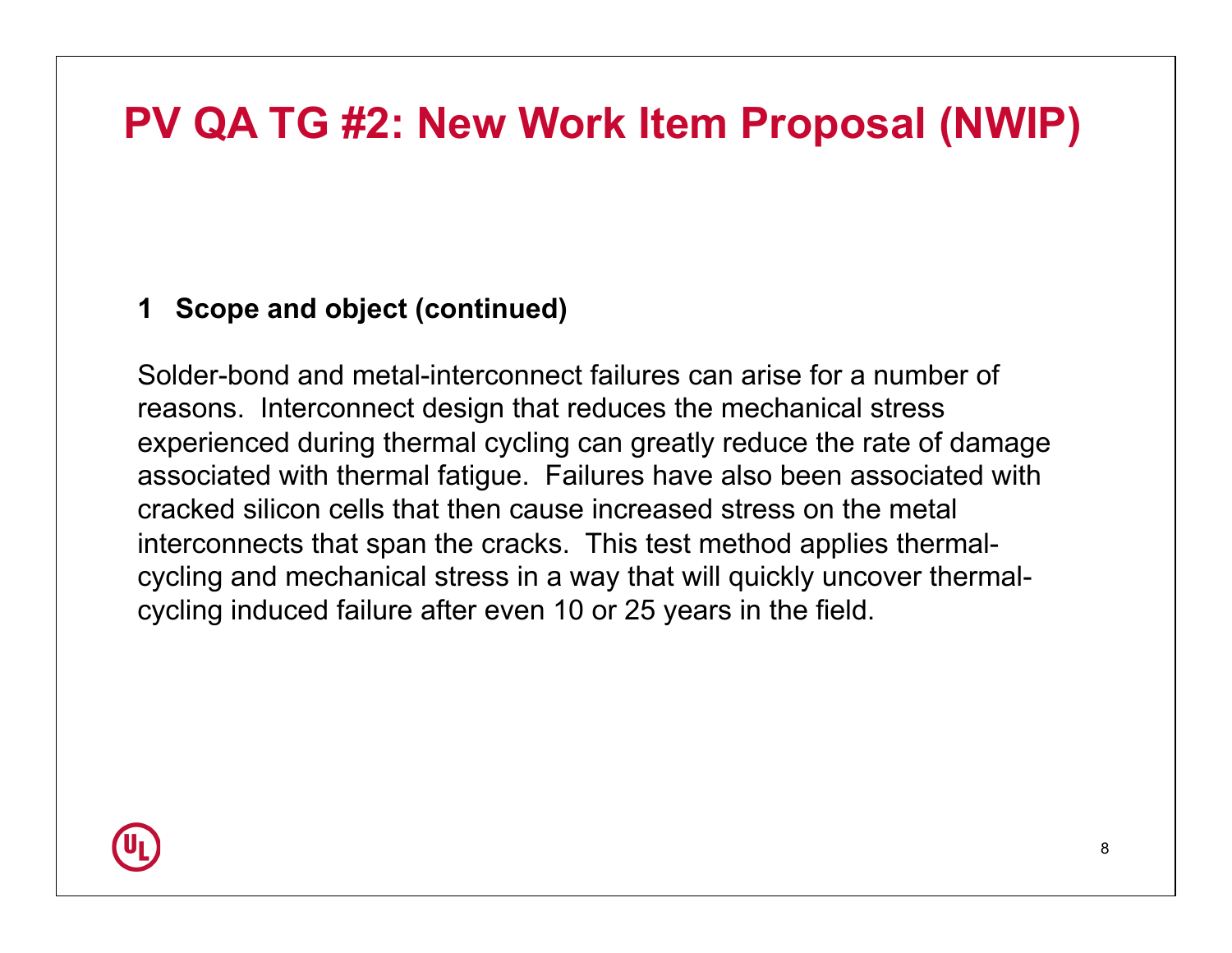# PV QA TG #2: New Work Item Proposal (NWIP)

**1 Scope and object (continued)**

Solder-bond and metal-interconnect failures can arise for a number of reasons. Interconnect design that reduces the mechanical stress experienced during thermal cycling can greatly reduce the rate of damage associated with thermal fatigue. Failures have also been associated with cracked silicon cells that then cause increased stress on the metal interconnects that span the cracks. This test method applies thermal-cycling and mechanical stress in a way that will quickly uncover thermal-cycling induced failure after even 10 or 25 years in the field.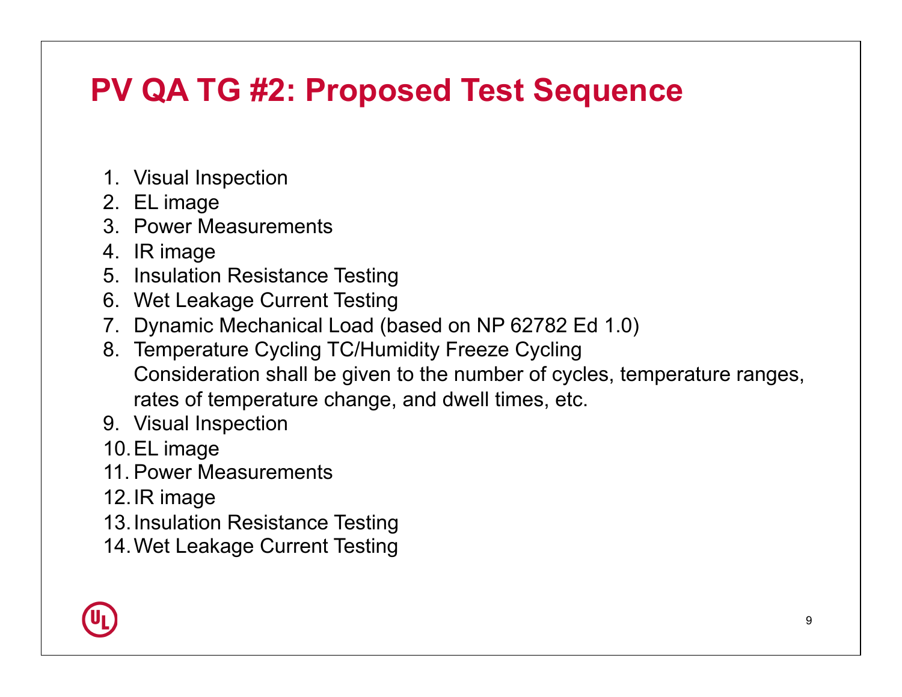# PV QA TG #2: Proposed Test Sequence

1. Visual Inspection
2. EL image
3. Power Measurements
4. IR image
5. Insulation Resistance Testing
6. Wet Leakage Current Testing
7. Dynamic Mechanical Load (based on NP 62782 Ed 1.0)
8. Temperature Cycling TC/Humidity Freeze Cycling
   Consideration shall be given to the number of cycles, temperature ranges, rates of temperature change, and dwell times, etc.
9. Visual Inspection
10. EL image
11. Power Measurements
12. IR image
13. Insulation Resistance Testing
14. Wet Leakage Current Testing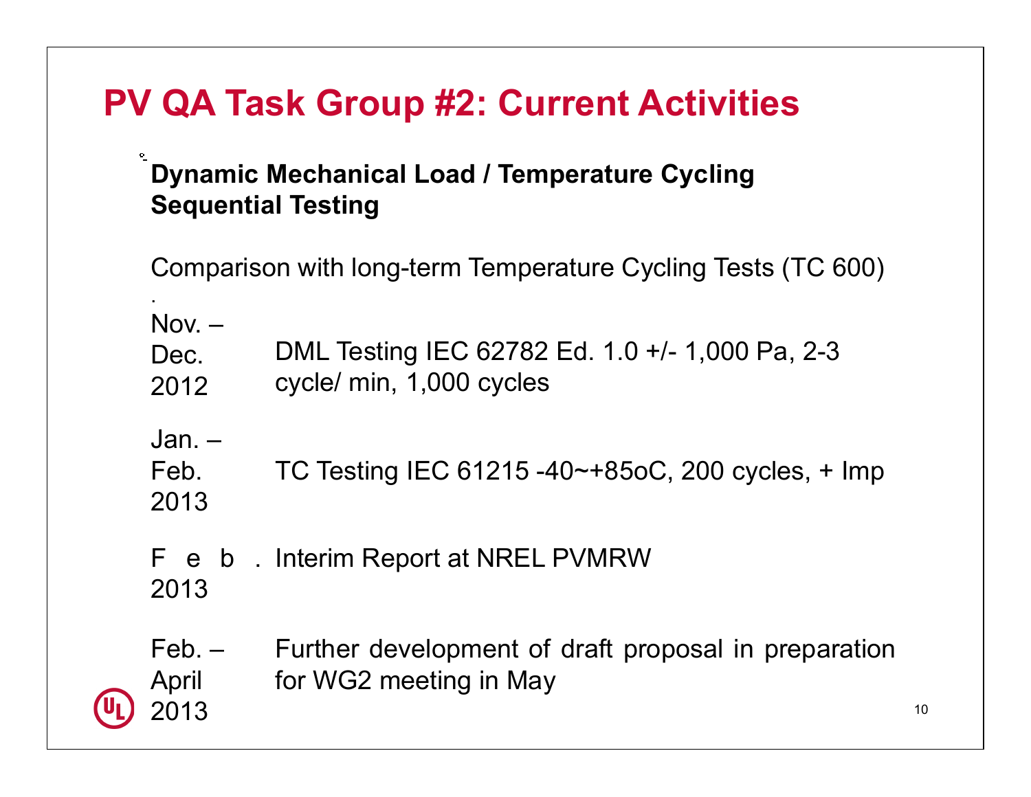# PV QA Task Group #2: Current Activities

**Dynamic Mechanical Load / Temperature Cycling Sequential Testing**

Comparison with long-term Temperature Cycling Tests (TC 600)

| | |
|---|---|
| Nov. – Dec. 2012 | DML Testing IEC 62782 Ed. 1.0 +/- 1,000 Pa, 2-3 cycle/ min, 1,000 cycles |
| Jan. – Feb. 2013 | TC Testing IEC 61215 -40~+85oC, 200 cycles, + Imp |
| Feb. 2013 | Interim Report at NREL PVMRW |
| Feb. – April 2013 | Further development of draft proposal in preparation for WG2 meeting in May |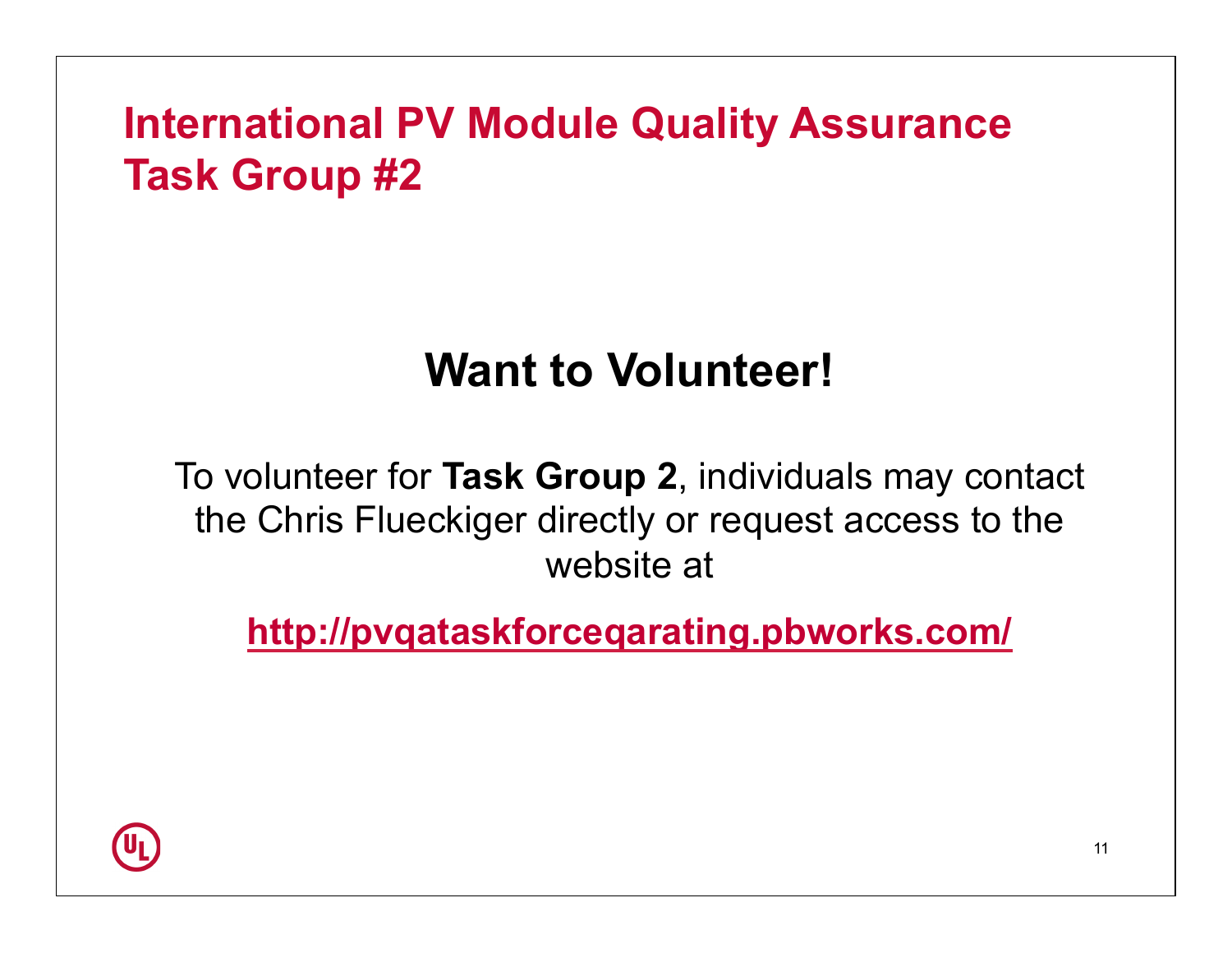# International PV Module Quality Assurance Task Group #2

## Want to Volunteer!

To volunteer for **Task Group 2**, individuals may contact the Chris Flueckiger directly or request access to the website at

**http://pvqataskforceqarating.pbworks.com/**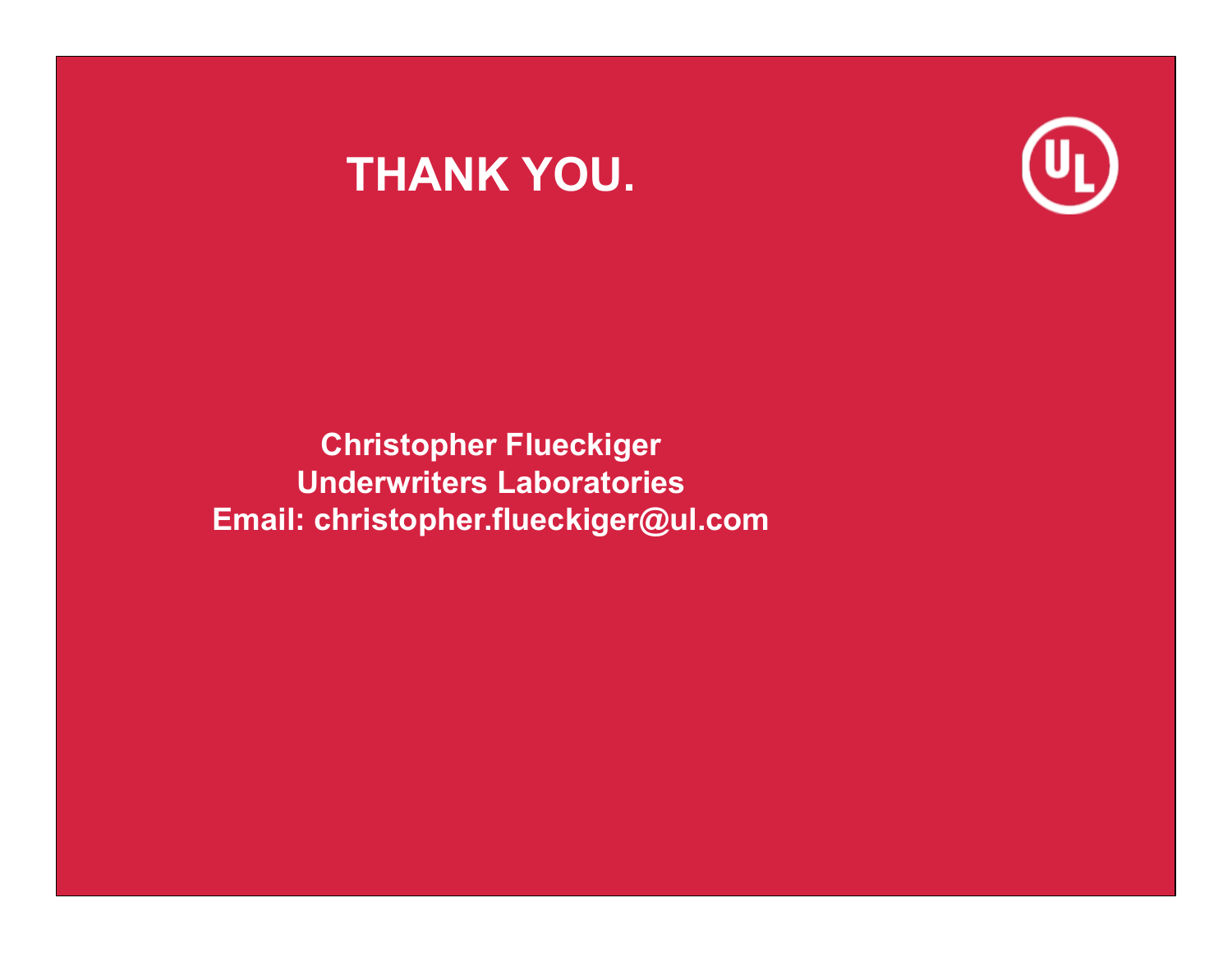# THANK YOU.

**Christopher Flueckiger**
**Underwriters Laboratories**
**Email: christopher.flueckiger@ul.com**